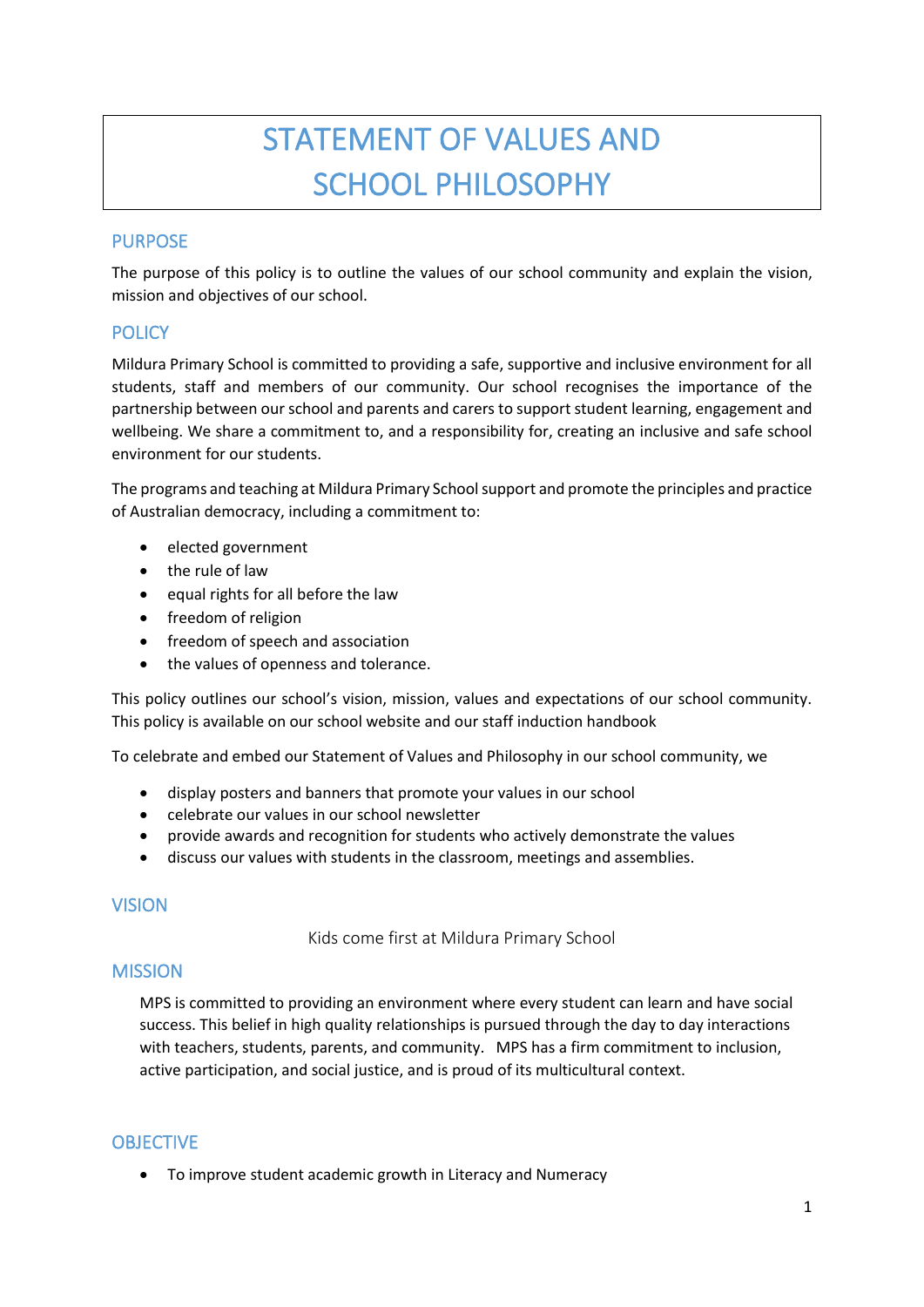# STATEMENT OF VALUES AND SCHOOL PHILOSOPHY

## PURPOSE

The purpose of this policy is to outline the values of our school community and explain the vision, mission and objectives of our school.

## POLICY

Mildura Primary School is committed to providing a safe, supportive and inclusive environment for all students, staff and members of our community. Our school recognises the importance of the partnership between our school and parents and carers to support student learning, engagement and wellbeing. We share a commitment to, and a responsibility for, creating an inclusive and safe school environment for our students.

The programs and teaching at Mildura Primary School support and promote the principles and practice of Australian democracy, including a commitment to:

- elected government
- the rule of law
- equal rights for all before the law
- freedom of religion
- freedom of speech and association
- the values of openness and tolerance.

This policy outlines our school's vision, mission, values and expectations of our school community. This policy is available on our school website and our staff induction handbook

To celebrate and embed our Statement of Values and Philosophy in our school community, we

- display posters and banners that promote your values in our school
- celebrate our values in our school newsletter
- provide awards and recognition for students who actively demonstrate the values
- discuss our values with students in the classroom, meetings and assemblies.

## VISION

Kids come first at Mildura Primary School

## MISSION

MPS is committed to providing an environment where every student can learn and have social success. This belief in high quality relationships is pursued through the day to day interactions with teachers, students, parents, and community. MPS has a firm commitment to inclusion, active participation, and social justice, and is proud of its multicultural context.

## OBJECTIVE

- To improve student academic growth in Literacy and Numeracy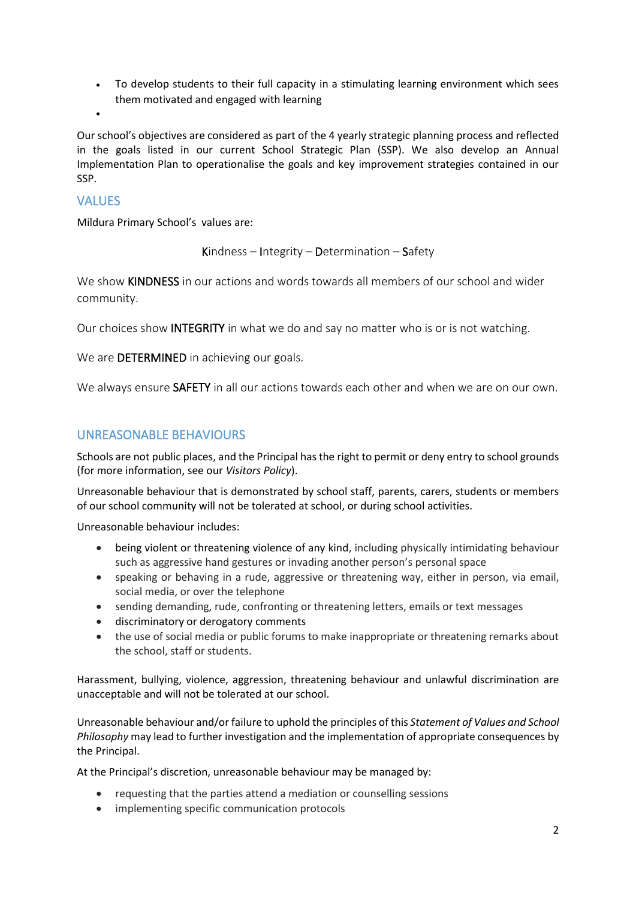- To develop students to their full capacity in a stimulating learning environment which sees them motivated and engaged with learning
-

Our school's objectives are considered as part of the 4 yearly strategic planning process and reflected in the goals listed in our current School Strategic Plan (SSP). We also develop an Annual Implementation Plan to operationalise the goals and key improvement strategies contained in our SSP.

## VALUES

Mildura Primary School's values are:

Kindness – Integrity – Determination – Safety

We show KINDNESS in our actions and words towards all members of our school and wider community.

Our choices show INTEGRITY in what we do and say no matter who is or is not watching.

We are DETERMINED in achieving our goals.

We always ensure SAFETY in all our actions towards each other and when we are on our own.

## UNREASONABLE BEHAVIOURS

Schools are not public places, and the Principal has the right to permit or deny entry to school grounds (for more information, see our *Visitors Policy*).

Unreasonable behaviour that is demonstrated by school staff, parents, carers, students or members of our school community will not be tolerated at school, or during school activities.

Unreasonable behaviour includes:

- being violent or threatening violence of any kind, including physically intimidating behaviour such as aggressive hand gestures or invading another person's personal space
- speaking or behaving in a rude, aggressive or threatening way, either in person, via email, social media, or over the telephone
- sending demanding, rude, confronting or threatening letters, emails or text messages
- discriminatory or derogatory comments
- the use of social media or public forums to make inappropriate or threatening remarks about the school, staff or students.

Harassment, bullying, violence, aggression, threatening behaviour and unlawful discrimination are unacceptable and will not be tolerated at our school.

Unreasonable behaviour and/or failure to uphold the principles of this *Statement of Values and School Philosophy* may lead to further investigation and the implementation of appropriate consequences by the Principal.

At the Principal's discretion, unreasonable behaviour may be managed by:

- requesting that the parties attend a mediation or counselling sessions
- implementing specific communication protocols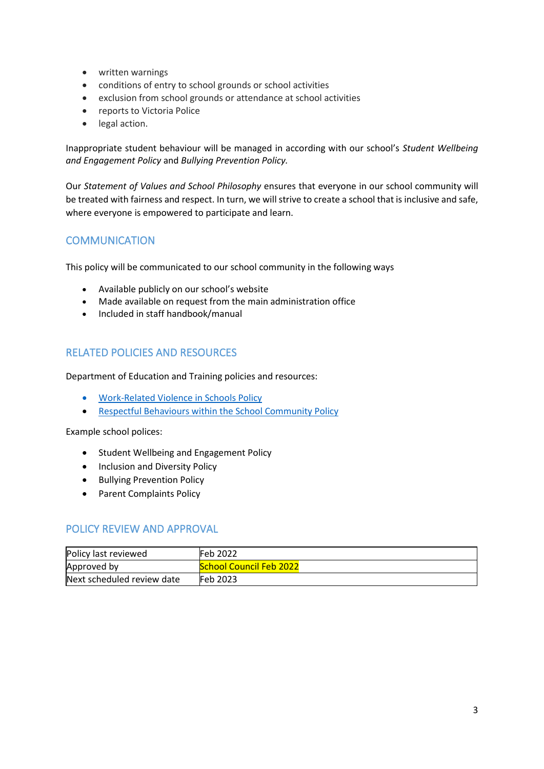- written warnings
- conditions of entry to school grounds or school activities
- exclusion from school grounds or attendance at school activities
- reports to Victoria Police
- legal action.

Inappropriate student behaviour will be managed in according with our school's *Student Wellbeing and Engagement Policy* and *Bullying Prevention Policy.*

Our *Statement of Values and School Philosophy* ensures that everyone in our school community will be treated with fairness and respect. In turn, we will strive to create a school that is inclusive and safe, where everyone is empowered to participate and learn.

## COMMUNICATION

This policy will be communicated to our school community in the following ways

- Available publicly on our school's website
- Made available on request from the main administration office
- Included in staff handbook/manual

## RELATED POLICIES AND RESOURCES

Department of Education and Training policies and resources:

- Work-Related Violence in Schools Policy
- Respectful Behaviours within the School Community Policy

Example school polices:

- Student Wellbeing and Engagement Policy
- Inclusion and Diversity Policy
- Bullying Prevention Policy
- Parent Complaints Policy

## POLICY REVIEW AND APPROVAL

| | |
|---|---|
| Policy last reviewed | Feb 2022 |
| Approved by | School Council Feb 2022 |
| Next scheduled review date | Feb 2023 |